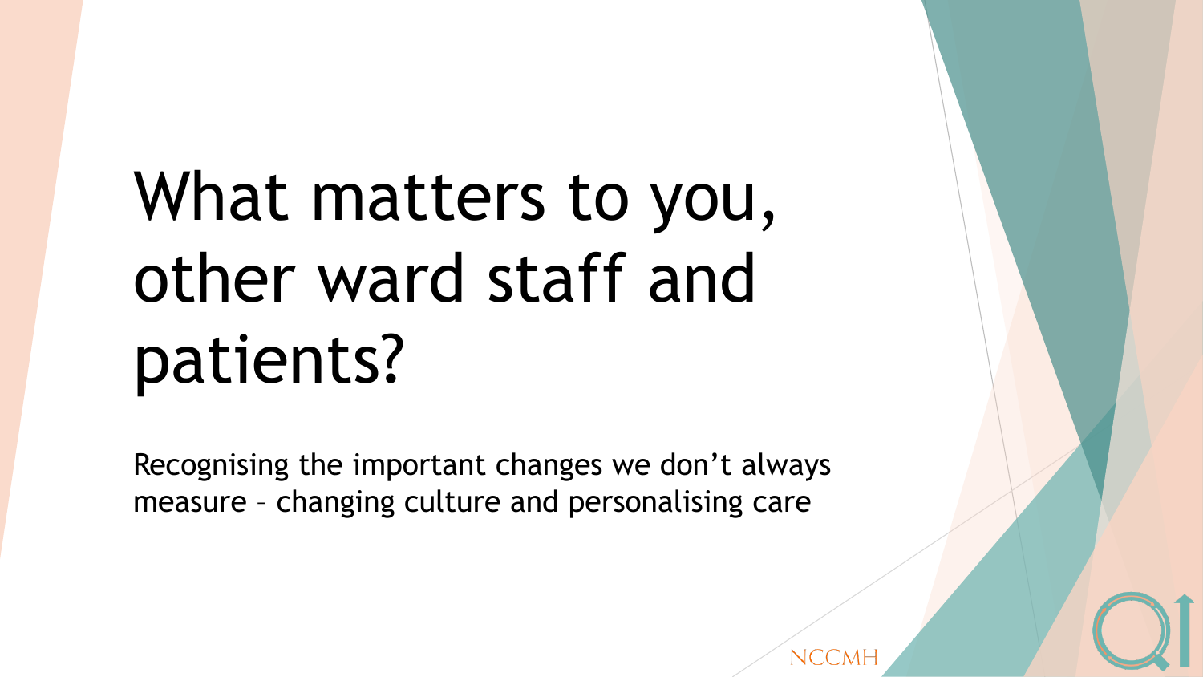# What matters to you, other ward staff and patients?

Recognising the important changes we don't always measure – changing culture and personalising care

NCCMH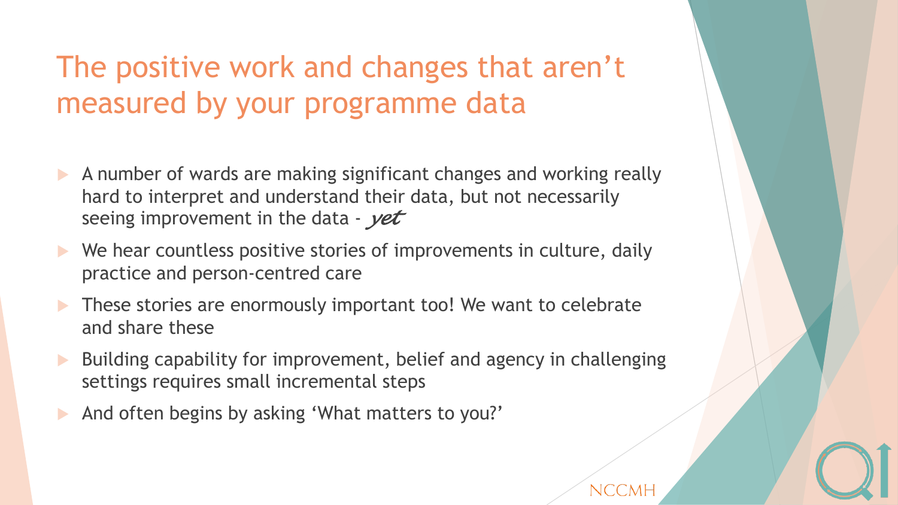# The positive work and changes that aren't measured by your programme data

- A number of wards are making significant changes and working really hard to interpret and understand their data, but not necessarily seeing improvement in the data - *yet*
- We hear countless positive stories of improvements in culture, daily practice and person-centred care
- These stories are enormously important too! We want to celebrate and share these
- Building capability for improvement, belief and agency in challenging settings requires small incremental steps
- And often begins by asking 'What matters to you?'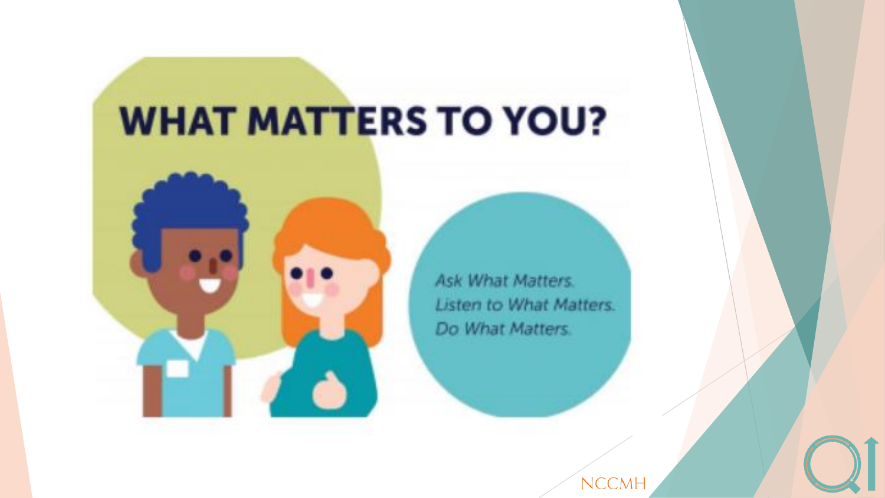# WHAT MATTERS TO YOU?

*Ask What Matters.*
*Listen to What Matters.*
*Do What Matters.*

NCCMH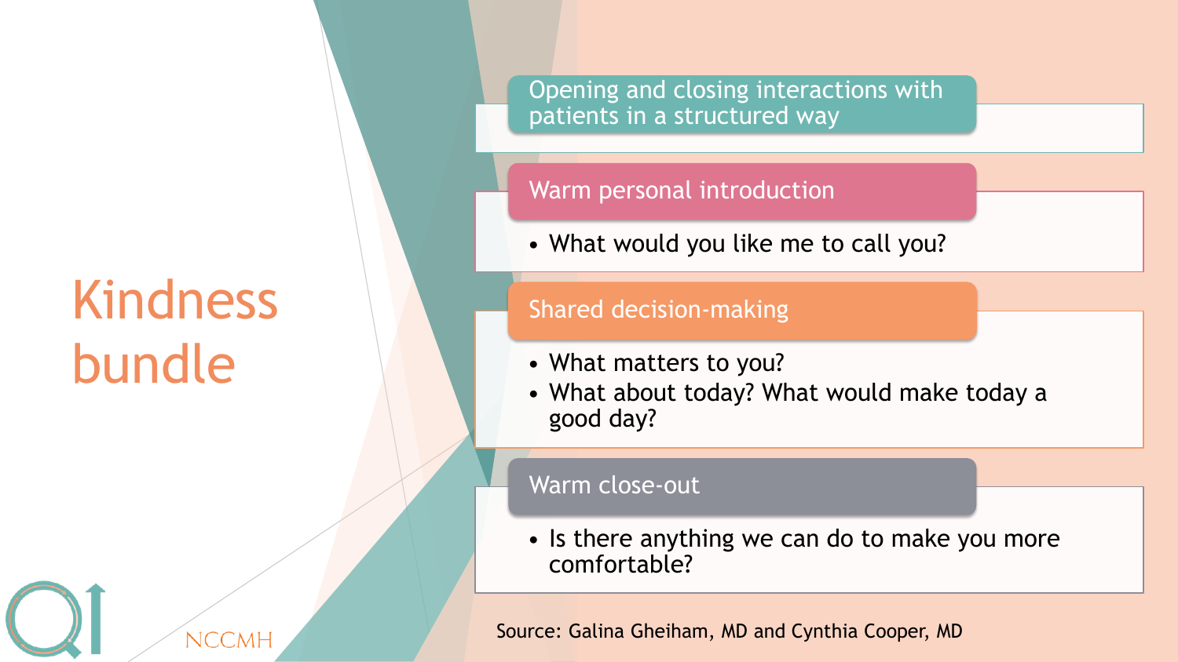# Kindness bundle

## Opening and closing interactions with patients in a structured way

### Warm personal introduction

- What would you like me to call you?

### Shared decision-making

- What matters to you?
- What about today? What would make today a good day?

### Warm close-out

- Is there anything we can do to make you more comfortable?

Source: Galina Gheiham, MD and Cynthia Cooper, MD

NCCMH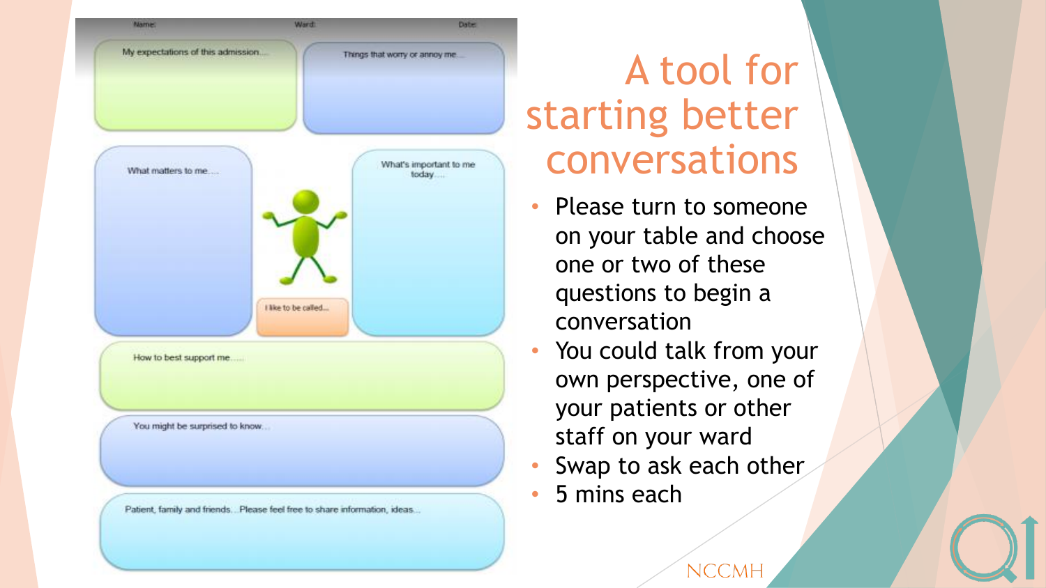| Name: | Ward: | Date: |
|---|---|---|

My expectations of this admission...

Things that worry or annoy me...

What matters to me....

What's important to me today....

I like to be called...

How to best support me.....

You might be surprised to know...

Patient, family and friends...Please feel free to share information, ideas...

# A tool for starting better conversations

- Please turn to someone on your table and choose one or two of these questions to begin a conversation
- You could talk from your own perspective, one of your patients or other staff on your ward
- Swap to ask each other
- 5 mins each

NCCMH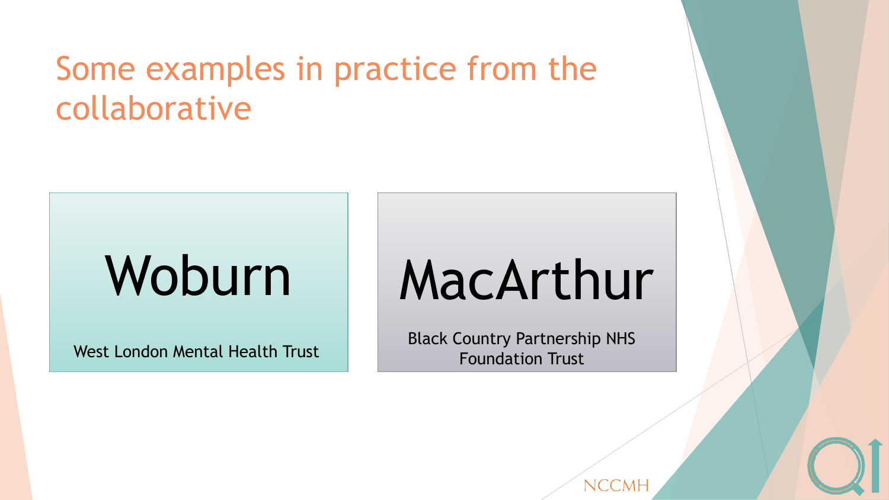# Some examples in practice from the collaborative

## Woburn

West London Mental Health Trust

## MacArthur

Black Country Partnership NHS Foundation Trust

NCCMH